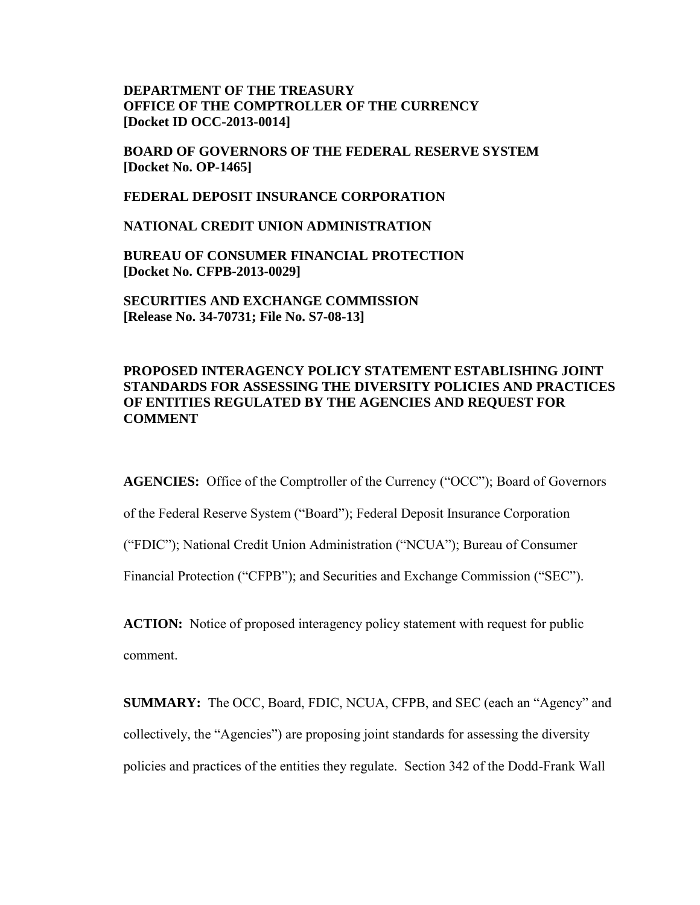**DEPARTMENT OF THE TREASURY**
**OFFICE OF THE COMPTROLLER OF THE CURRENCY**
**[Docket ID OCC-2013-0014]**

**BOARD OF GOVERNORS OF THE FEDERAL RESERVE SYSTEM**
**[Docket No. OP-1465]**

**FEDERAL DEPOSIT INSURANCE CORPORATION**

**NATIONAL CREDIT UNION ADMINISTRATION**

**BUREAU OF CONSUMER FINANCIAL PROTECTION**
**[Docket No. CFPB-2013-0029]**

**SECURITIES AND EXCHANGE COMMISSION**
**[Release No. 34-70731; File No. S7-08-13]**

**PROPOSED INTERAGENCY POLICY STATEMENT ESTABLISHING JOINT STANDARDS FOR ASSESSING THE DIVERSITY POLICIES AND PRACTICES OF ENTITIES REGULATED BY THE AGENCIES AND REQUEST FOR COMMENT**

**AGENCIES:** Office of the Comptroller of the Currency ("OCC"); Board of Governors of the Federal Reserve System ("Board"); Federal Deposit Insurance Corporation ("FDIC"); National Credit Union Administration ("NCUA"); Bureau of Consumer Financial Protection ("CFPB"); and Securities and Exchange Commission ("SEC").

**ACTION:** Notice of proposed interagency policy statement with request for public comment.

**SUMMARY:** The OCC, Board, FDIC, NCUA, CFPB, and SEC (each an "Agency" and collectively, the "Agencies") are proposing joint standards for assessing the diversity policies and practices of the entities they regulate. Section 342 of the Dodd-Frank Wall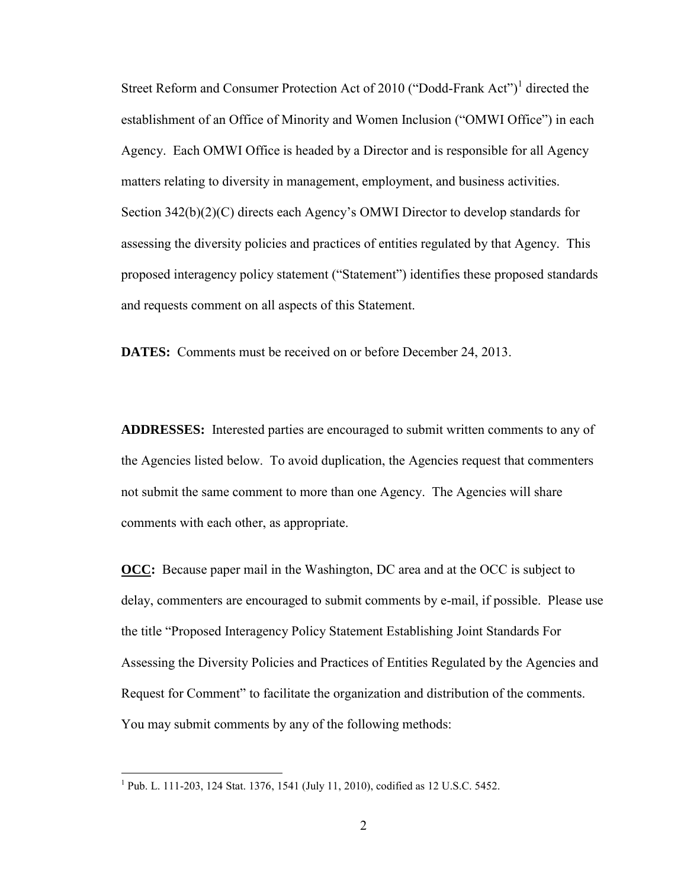Street Reform and Consumer Protection Act of 2010 ("Dodd-Frank Act")[1] directed the establishment of an Office of Minority and Women Inclusion ("OMWI Office") in each Agency. Each OMWI Office is headed by a Director and is responsible for all Agency matters relating to diversity in management, employment, and business activities. Section 342(b)(2)(C) directs each Agency's OMWI Director to develop standards for assessing the diversity policies and practices of entities regulated by that Agency. This proposed interagency policy statement ("Statement") identifies these proposed standards and requests comment on all aspects of this Statement.

**DATES:** Comments must be received on or before December 24, 2013.

**ADDRESSES:** Interested parties are encouraged to submit written comments to any of the Agencies listed below. To avoid duplication, the Agencies request that commenters not submit the same comment to more than one Agency. The Agencies will share comments with each other, as appropriate.

**<u>OCC</u>:** Because paper mail in the Washington, DC area and at the OCC is subject to delay, commenters are encouraged to submit comments by e-mail, if possible. Please use the title "Proposed Interagency Policy Statement Establishing Joint Standards For Assessing the Diversity Policies and Practices of Entities Regulated by the Agencies and Request for Comment" to facilitate the organization and distribution of the comments. You may submit comments by any of the following methods:

---

[1] Pub. L. 111-203, 124 Stat. 1376, 1541 (July 11, 2010), codified as 12 U.S.C. 5452.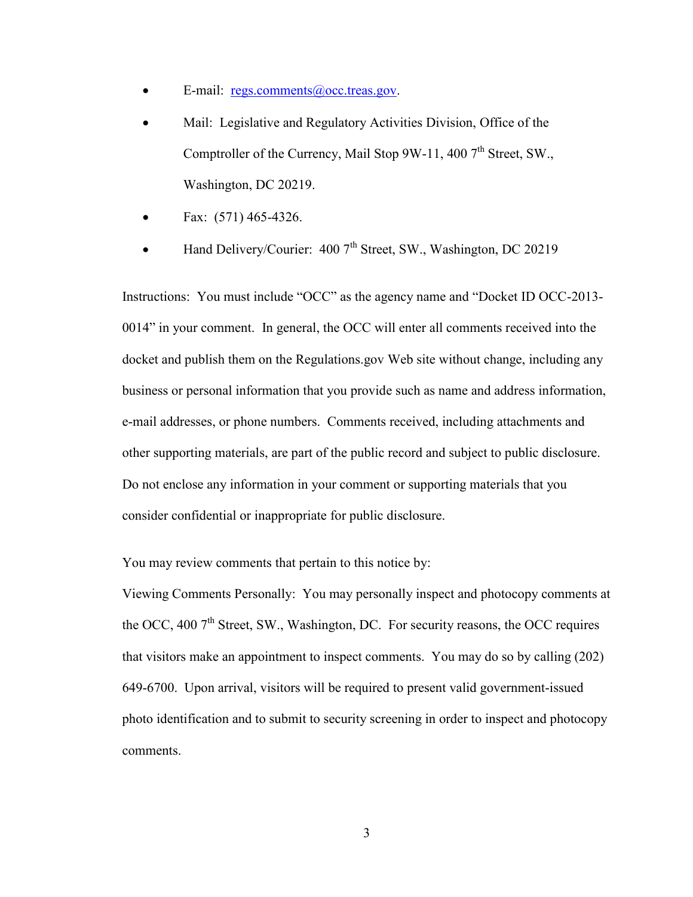- E-mail: regs.comments@occ.treas.gov.
- Mail: Legislative and Regulatory Activities Division, Office of the Comptroller of the Currency, Mail Stop 9W-11, 400 7th Street, SW., Washington, DC 20219.
- Fax: (571) 465-4326.
- Hand Delivery/Courier: 400 7th Street, SW., Washington, DC 20219

Instructions: You must include "OCC" as the agency name and "Docket ID OCC-2013-0014" in your comment. In general, the OCC will enter all comments received into the docket and publish them on the Regulations.gov Web site without change, including any business or personal information that you provide such as name and address information, e-mail addresses, or phone numbers. Comments received, including attachments and other supporting materials, are part of the public record and subject to public disclosure. Do not enclose any information in your comment or supporting materials that you consider confidential or inappropriate for public disclosure.

You may review comments that pertain to this notice by:

Viewing Comments Personally: You may personally inspect and photocopy comments at the OCC, 400 7th Street, SW., Washington, DC. For security reasons, the OCC requires that visitors make an appointment to inspect comments. You may do so by calling (202) 649-6700. Upon arrival, visitors will be required to present valid government-issued photo identification and to submit to security screening in order to inspect and photocopy comments.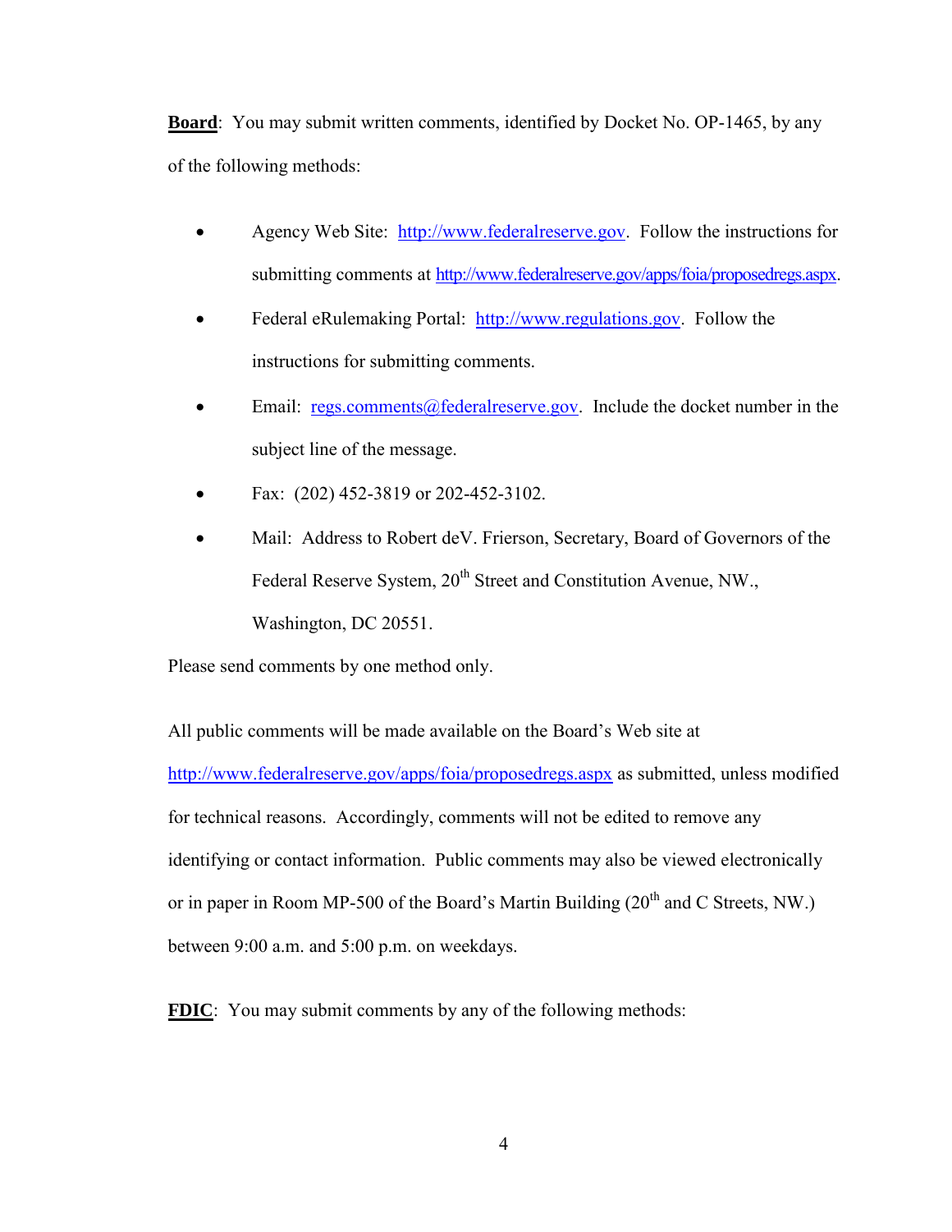**Board**: You may submit written comments, identified by Docket No. OP-1465, by any of the following methods:

- Agency Web Site: http://www.federalreserve.gov. Follow the instructions for submitting comments at http://www.federalreserve.gov/apps/foia/proposedregs.aspx.
- Federal eRulemaking Portal: http://www.regulations.gov. Follow the instructions for submitting comments.
- Email: regs.comments@federalreserve.gov. Include the docket number in the subject line of the message.
- Fax: (202) 452-3819 or 202-452-3102.
- Mail: Address to Robert deV. Frierson, Secretary, Board of Governors of the Federal Reserve System, 20th Street and Constitution Avenue, NW., Washington, DC 20551.

Please send comments by one method only.

All public comments will be made available on the Board's Web site at http://www.federalreserve.gov/apps/foia/proposedregs.aspx as submitted, unless modified for technical reasons. Accordingly, comments will not be edited to remove any identifying or contact information. Public comments may also be viewed electronically or in paper in Room MP-500 of the Board's Martin Building (20th and C Streets, NW.) between 9:00 a.m. and 5:00 p.m. on weekdays.

**FDIC**: You may submit comments by any of the following methods: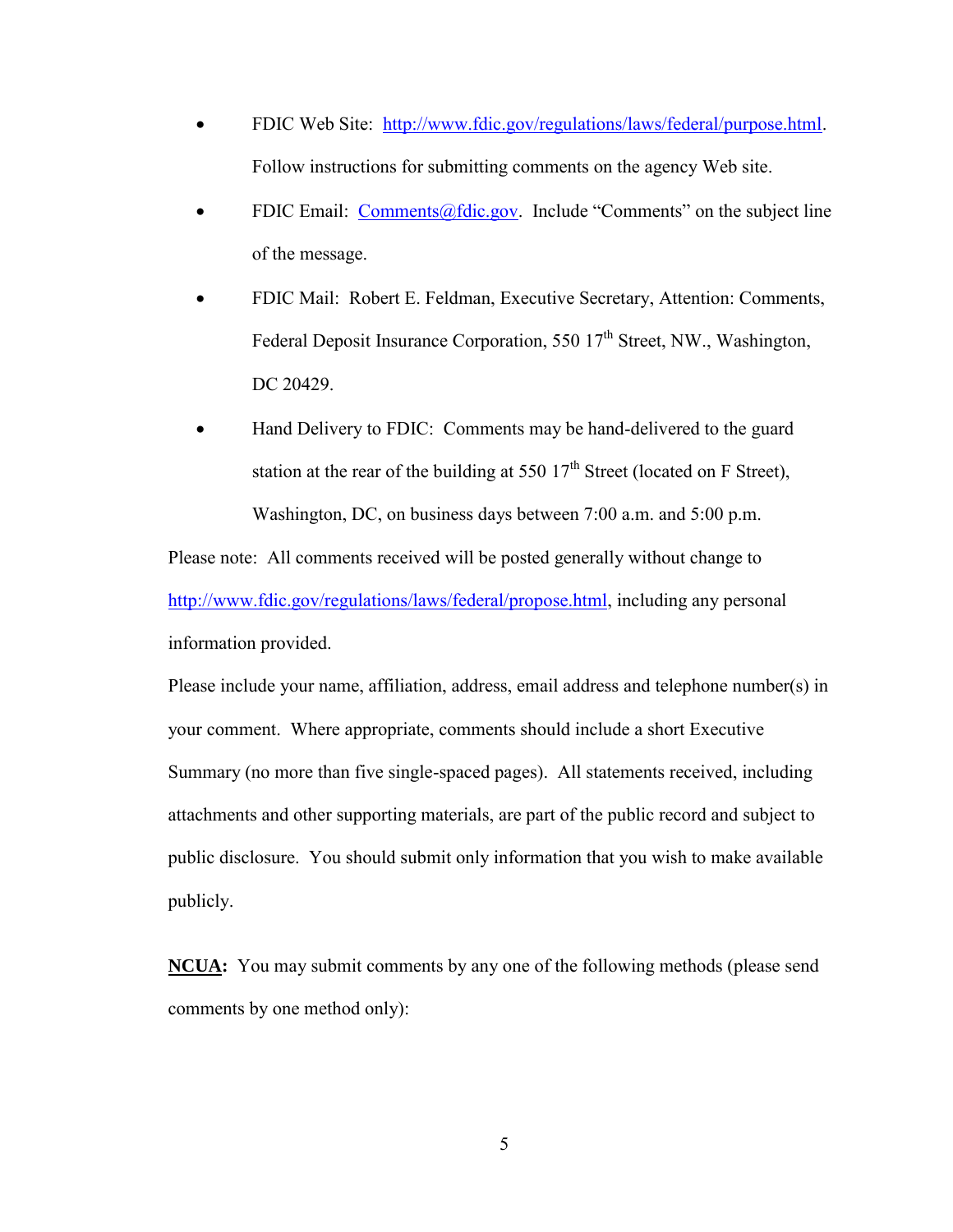- FDIC Web Site: http://www.fdic.gov/regulations/laws/federal/purpose.html. Follow instructions for submitting comments on the agency Web site.
- FDIC Email: Comments@fdic.gov. Include "Comments" on the subject line of the message.
- FDIC Mail: Robert E. Feldman, Executive Secretary, Attention: Comments, Federal Deposit Insurance Corporation, 550 17th Street, NW., Washington, DC 20429.
- Hand Delivery to FDIC: Comments may be hand-delivered to the guard station at the rear of the building at 550 17th Street (located on F Street), Washington, DC, on business days between 7:00 a.m. and 5:00 p.m.

Please note: All comments received will be posted generally without change to http://www.fdic.gov/regulations/laws/federal/propose.html, including any personal information provided.

Please include your name, affiliation, address, email address and telephone number(s) in your comment. Where appropriate, comments should include a short Executive Summary (no more than five single-spaced pages). All statements received, including attachments and other supporting materials, are part of the public record and subject to public disclosure. You should submit only information that you wish to make available publicly.

**NCUA:** You may submit comments by any one of the following methods (please send comments by one method only):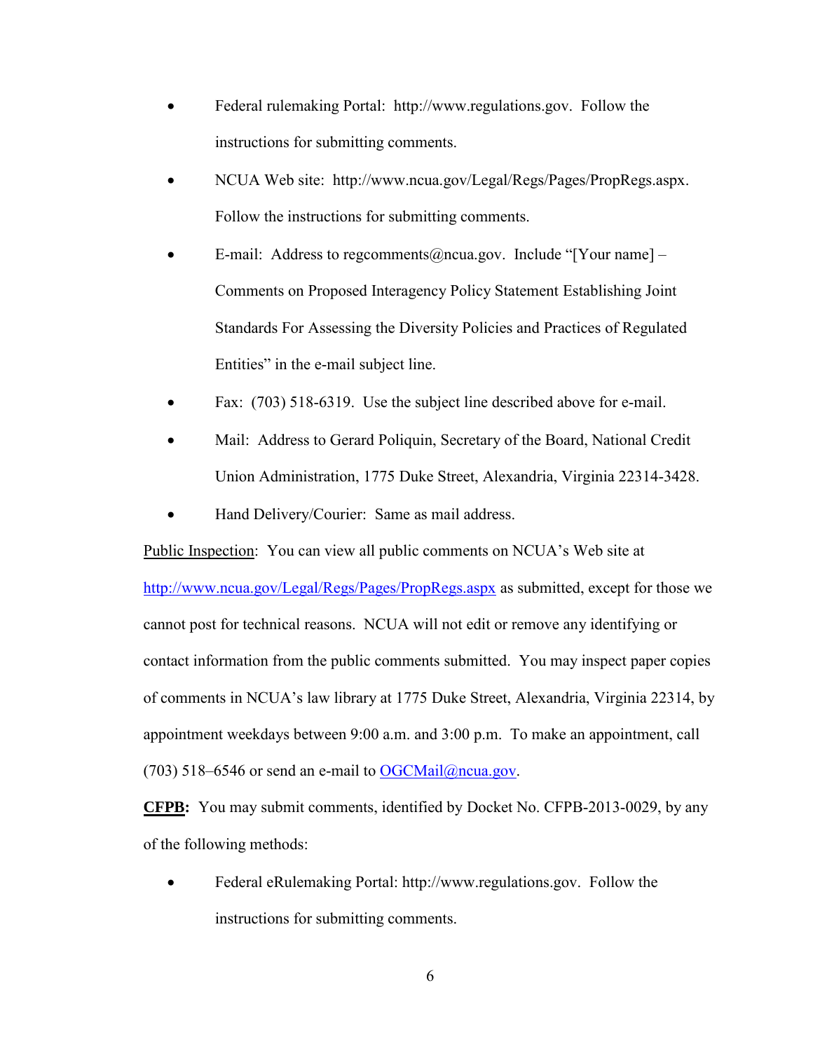- Federal rulemaking Portal: http://www.regulations.gov. Follow the instructions for submitting comments.
- NCUA Web site: http://www.ncua.gov/Legal/Regs/Pages/PropRegs.aspx. Follow the instructions for submitting comments.
- E-mail: Address to regcomments@ncua.gov. Include "[Your name] – Comments on Proposed Interagency Policy Statement Establishing Joint Standards For Assessing the Diversity Policies and Practices of Regulated Entities" in the e-mail subject line.
- Fax: (703) 518-6319. Use the subject line described above for e-mail.
- Mail: Address to Gerard Poliquin, Secretary of the Board, National Credit Union Administration, 1775 Duke Street, Alexandria, Virginia 22314-3428.
- Hand Delivery/Courier: Same as mail address.

Public Inspection: You can view all public comments on NCUA's Web site at http://www.ncua.gov/Legal/Regs/Pages/PropRegs.aspx as submitted, except for those we cannot post for technical reasons. NCUA will not edit or remove any identifying or contact information from the public comments submitted. You may inspect paper copies of comments in NCUA's law library at 1775 Duke Street, Alexandria, Virginia 22314, by appointment weekdays between 9:00 a.m. and 3:00 p.m. To make an appointment, call (703) 518–6546 or send an e-mail to OGCMail@ncua.gov.

**CFPB:** You may submit comments, identified by Docket No. CFPB-2013-0029, by any of the following methods:

- Federal eRulemaking Portal: http://www.regulations.gov. Follow the instructions for submitting comments.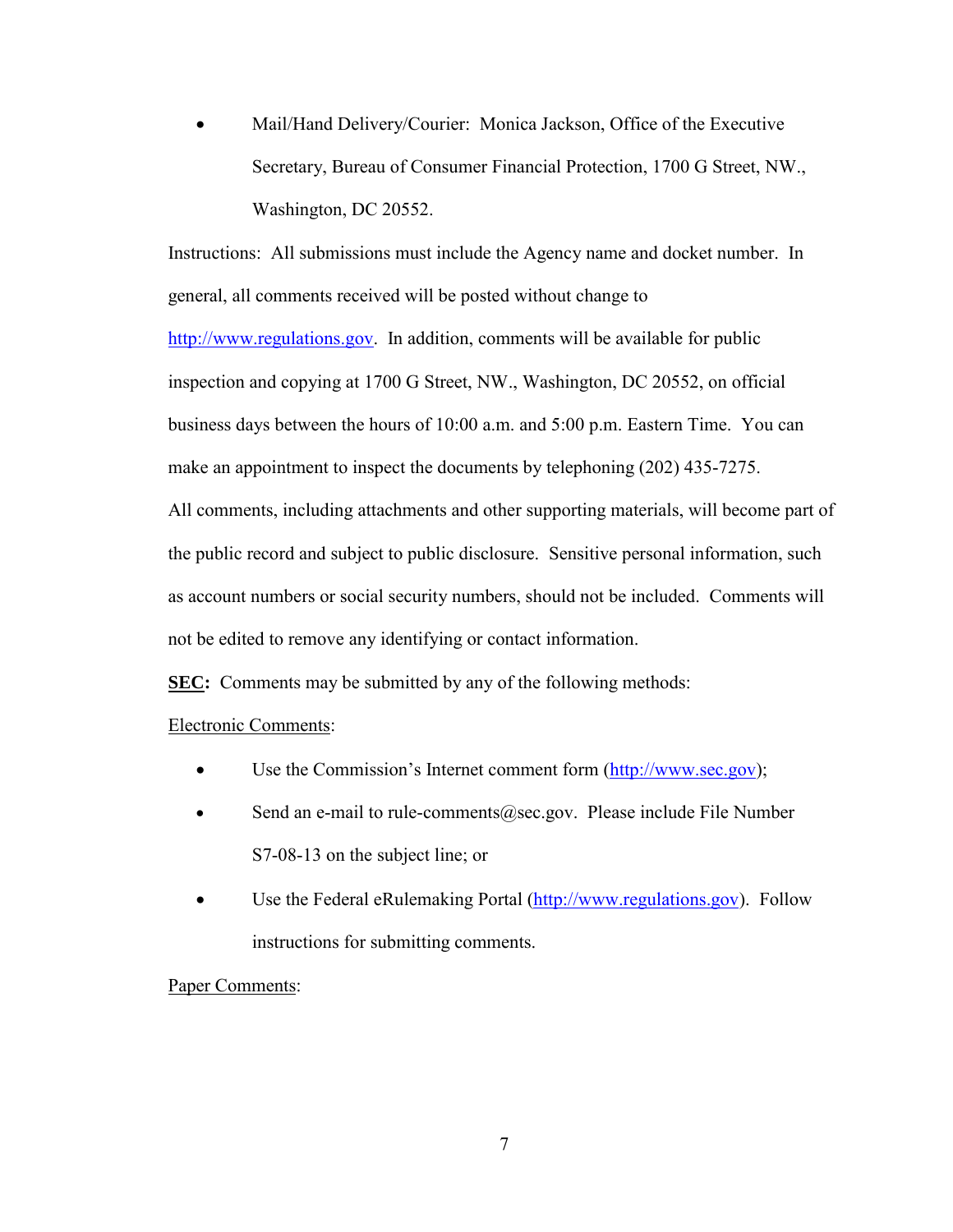- Mail/Hand Delivery/Courier: Monica Jackson, Office of the Executive Secretary, Bureau of Consumer Financial Protection, 1700 G Street, NW., Washington, DC 20552.

Instructions: All submissions must include the Agency name and docket number. In general, all comments received will be posted without change to http://www.regulations.gov. In addition, comments will be available for public inspection and copying at 1700 G Street, NW., Washington, DC 20552, on official business days between the hours of 10:00 a.m. and 5:00 p.m. Eastern Time. You can make an appointment to inspect the documents by telephoning (202) 435-7275.

All comments, including attachments and other supporting materials, will become part of the public record and subject to public disclosure. Sensitive personal information, such as account numbers or social security numbers, should not be included. Comments will not be edited to remove any identifying or contact information.

**SEC:** Comments may be submitted by any of the following methods:

Electronic Comments:

- Use the Commission's Internet comment form (http://www.sec.gov);
- Send an e-mail to rule-comments@sec.gov. Please include File Number S7-08-13 on the subject line; or
- Use the Federal eRulemaking Portal (http://www.regulations.gov). Follow instructions for submitting comments.

Paper Comments: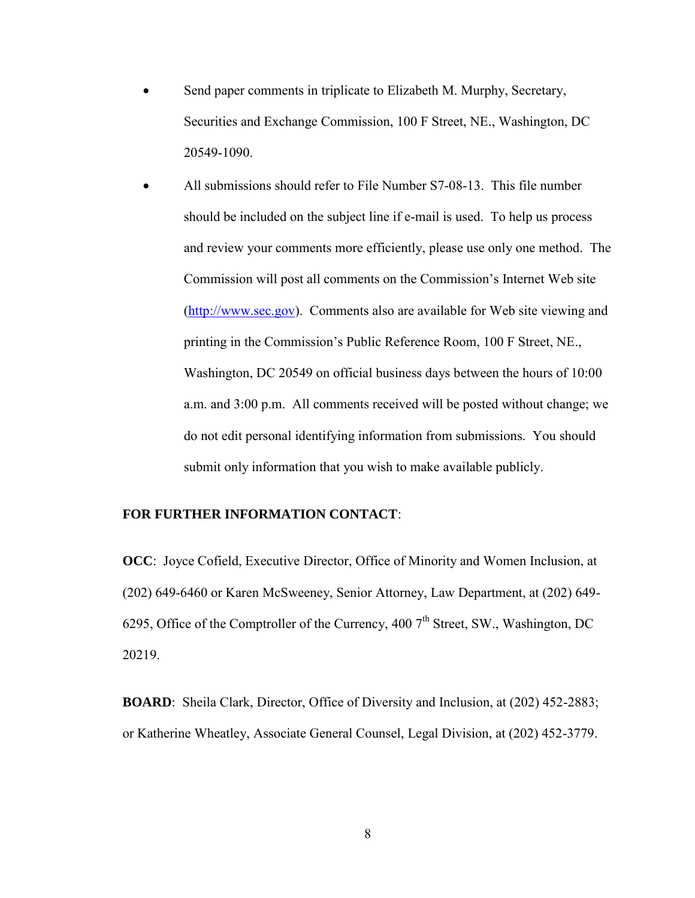- Send paper comments in triplicate to Elizabeth M. Murphy, Secretary, Securities and Exchange Commission, 100 F Street, NE., Washington, DC 20549-1090.
- All submissions should refer to File Number S7-08-13. This file number should be included on the subject line if e-mail is used. To help us process and review your comments more efficiently, please use only one method. The Commission will post all comments on the Commission's Internet Web site (http://www.sec.gov). Comments also are available for Web site viewing and printing in the Commission's Public Reference Room, 100 F Street, NE., Washington, DC 20549 on official business days between the hours of 10:00 a.m. and 3:00 p.m. All comments received will be posted without change; we do not edit personal identifying information from submissions. You should submit only information that you wish to make available publicly.

**FOR FURTHER INFORMATION CONTACT**:

**OCC**: Joyce Cofield, Executive Director, Office of Minority and Women Inclusion, at (202) 649-6460 or Karen McSweeney, Senior Attorney, Law Department, at (202) 649-6295, Office of the Comptroller of the Currency, 400 7th Street, SW., Washington, DC 20219.

**BOARD**: Sheila Clark, Director, Office of Diversity and Inclusion, at (202) 452-2883; or Katherine Wheatley, Associate General Counsel, Legal Division, at (202) 452-3779.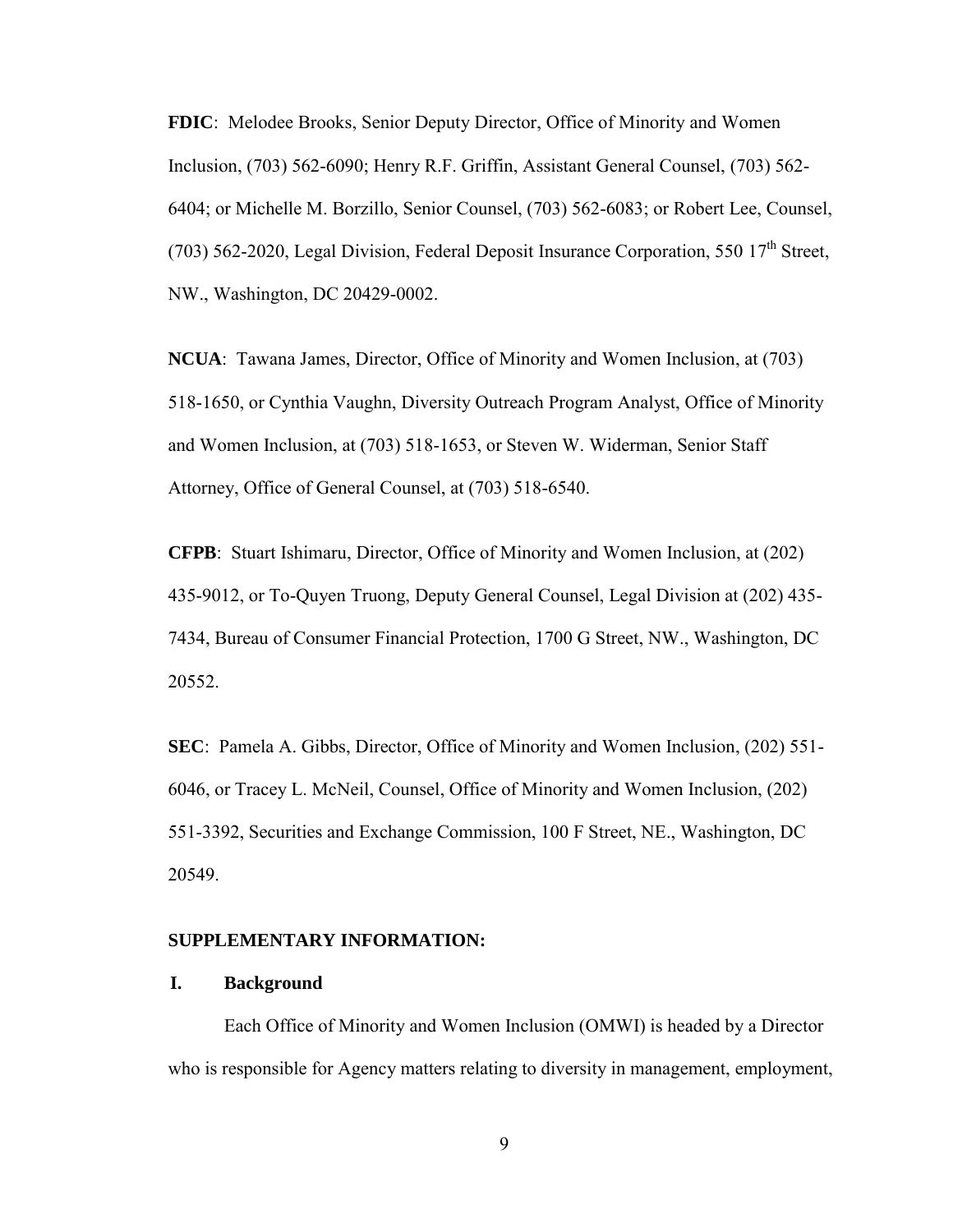**FDIC**: Melodee Brooks, Senior Deputy Director, Office of Minority and Women Inclusion, (703) 562-6090; Henry R.F. Griffin, Assistant General Counsel, (703) 562-6404; or Michelle M. Borzillo, Senior Counsel, (703) 562-6083; or Robert Lee, Counsel, (703) 562-2020, Legal Division, Federal Deposit Insurance Corporation, 550 17th Street, NW., Washington, DC 20429-0002.

**NCUA**: Tawana James, Director, Office of Minority and Women Inclusion, at (703) 518-1650, or Cynthia Vaughn, Diversity Outreach Program Analyst, Office of Minority and Women Inclusion, at (703) 518-1653, or Steven W. Widerman, Senior Staff Attorney, Office of General Counsel, at (703) 518-6540.

**CFPB**: Stuart Ishimaru, Director, Office of Minority and Women Inclusion, at (202) 435-9012, or To-Quyen Truong, Deputy General Counsel, Legal Division at (202) 435-7434, Bureau of Consumer Financial Protection, 1700 G Street, NW., Washington, DC 20552.

**SEC**: Pamela A. Gibbs, Director, Office of Minority and Women Inclusion, (202) 551-6046, or Tracey L. McNeil, Counsel, Office of Minority and Women Inclusion, (202) 551-3392, Securities and Exchange Commission, 100 F Street, NE., Washington, DC 20549.

**SUPPLEMENTARY INFORMATION:**

## I. Background

Each Office of Minority and Women Inclusion (OMWI) is headed by a Director who is responsible for Agency matters relating to diversity in management, employment,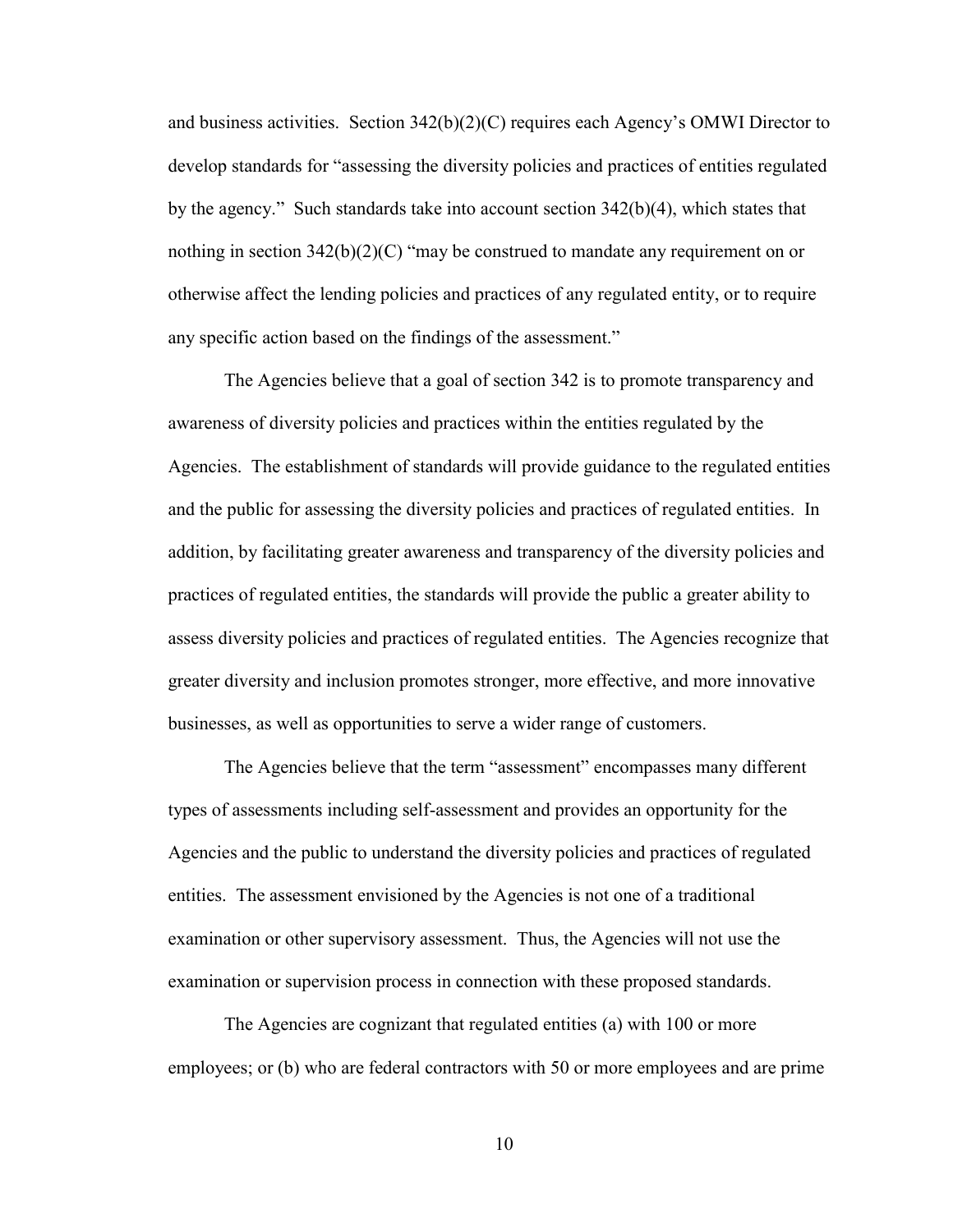and business activities. Section 342(b)(2)(C) requires each Agency's OMWI Director to develop standards for "assessing the diversity policies and practices of entities regulated by the agency." Such standards take into account section 342(b)(4), which states that nothing in section 342(b)(2)(C) "may be construed to mandate any requirement on or otherwise affect the lending policies and practices of any regulated entity, or to require any specific action based on the findings of the assessment."

The Agencies believe that a goal of section 342 is to promote transparency and awareness of diversity policies and practices within the entities regulated by the Agencies. The establishment of standards will provide guidance to the regulated entities and the public for assessing the diversity policies and practices of regulated entities. In addition, by facilitating greater awareness and transparency of the diversity policies and practices of regulated entities, the standards will provide the public a greater ability to assess diversity policies and practices of regulated entities. The Agencies recognize that greater diversity and inclusion promotes stronger, more effective, and more innovative businesses, as well as opportunities to serve a wider range of customers.

The Agencies believe that the term "assessment" encompasses many different types of assessments including self-assessment and provides an opportunity for the Agencies and the public to understand the diversity policies and practices of regulated entities. The assessment envisioned by the Agencies is not one of a traditional examination or other supervisory assessment. Thus, the Agencies will not use the examination or supervision process in connection with these proposed standards.

The Agencies are cognizant that regulated entities (a) with 100 or more employees; or (b) who are federal contractors with 50 or more employees and are prime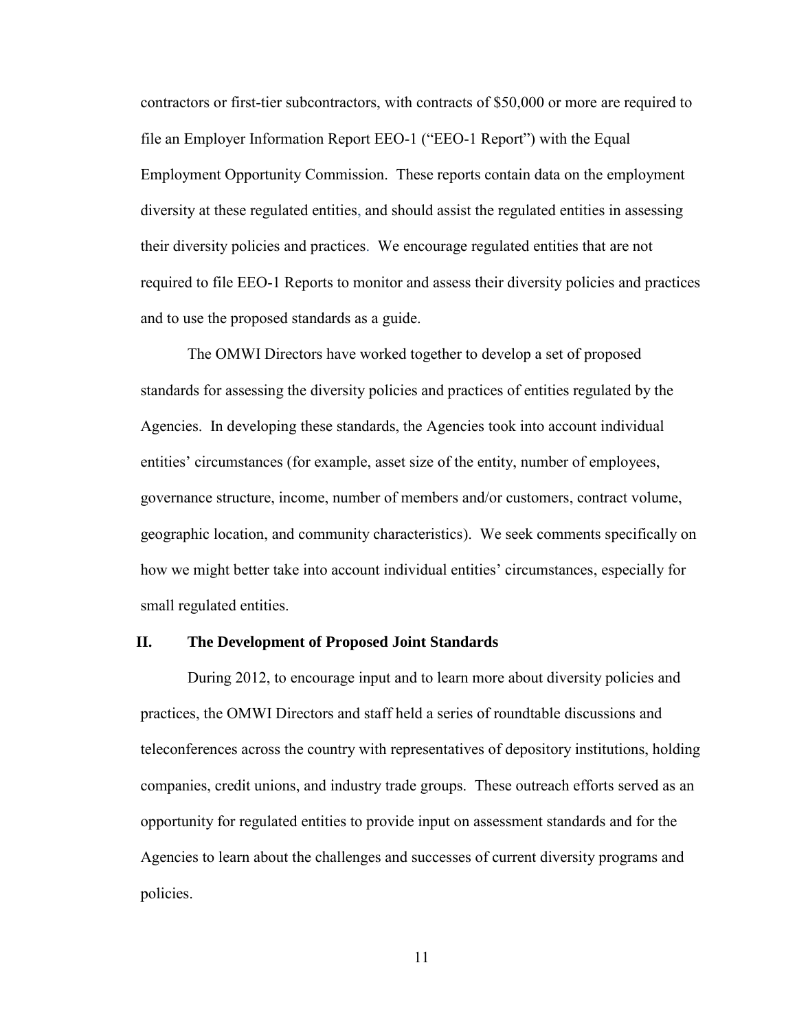contractors or first-tier subcontractors, with contracts of $50,000 or more are required to file an Employer Information Report EEO-1 ("EEO-1 Report") with the Equal Employment Opportunity Commission. These reports contain data on the employment diversity at these regulated entities, and should assist the regulated entities in assessing their diversity policies and practices. We encourage regulated entities that are not required to file EEO-1 Reports to monitor and assess their diversity policies and practices and to use the proposed standards as a guide.

The OMWI Directors have worked together to develop a set of proposed standards for assessing the diversity policies and practices of entities regulated by the Agencies. In developing these standards, the Agencies took into account individual entities' circumstances (for example, asset size of the entity, number of employees, governance structure, income, number of members and/or customers, contract volume, geographic location, and community characteristics). We seek comments specifically on how we might better take into account individual entities' circumstances, especially for small regulated entities.

## II. The Development of Proposed Joint Standards

During 2012, to encourage input and to learn more about diversity policies and practices, the OMWI Directors and staff held a series of roundtable discussions and teleconferences across the country with representatives of depository institutions, holding companies, credit unions, and industry trade groups. These outreach efforts served as an opportunity for regulated entities to provide input on assessment standards and for the Agencies to learn about the challenges and successes of current diversity programs and policies.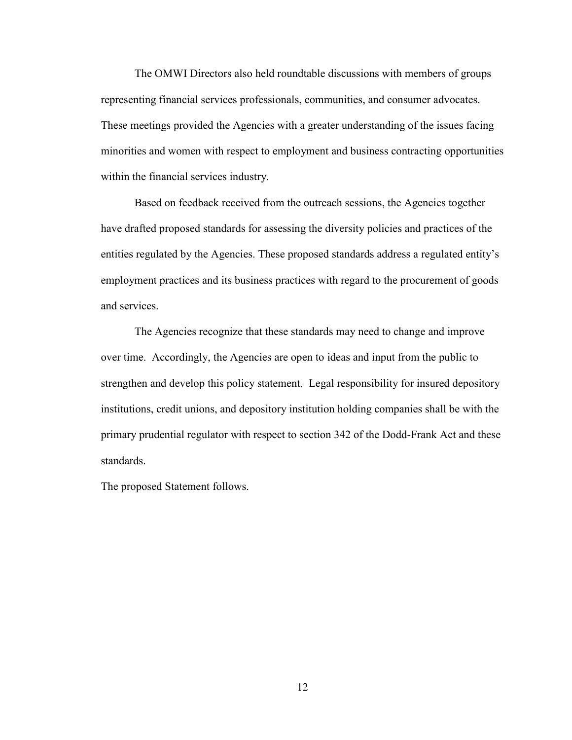The OMWI Directors also held roundtable discussions with members of groups representing financial services professionals, communities, and consumer advocates. These meetings provided the Agencies with a greater understanding of the issues facing minorities and women with respect to employment and business contracting opportunities within the financial services industry.

Based on feedback received from the outreach sessions, the Agencies together have drafted proposed standards for assessing the diversity policies and practices of the entities regulated by the Agencies. These proposed standards address a regulated entity's employment practices and its business practices with regard to the procurement of goods and services.

The Agencies recognize that these standards may need to change and improve over time. Accordingly, the Agencies are open to ideas and input from the public to strengthen and develop this policy statement. Legal responsibility for insured depository institutions, credit unions, and depository institution holding companies shall be with the primary prudential regulator with respect to section 342 of the Dodd-Frank Act and these standards.

The proposed Statement follows.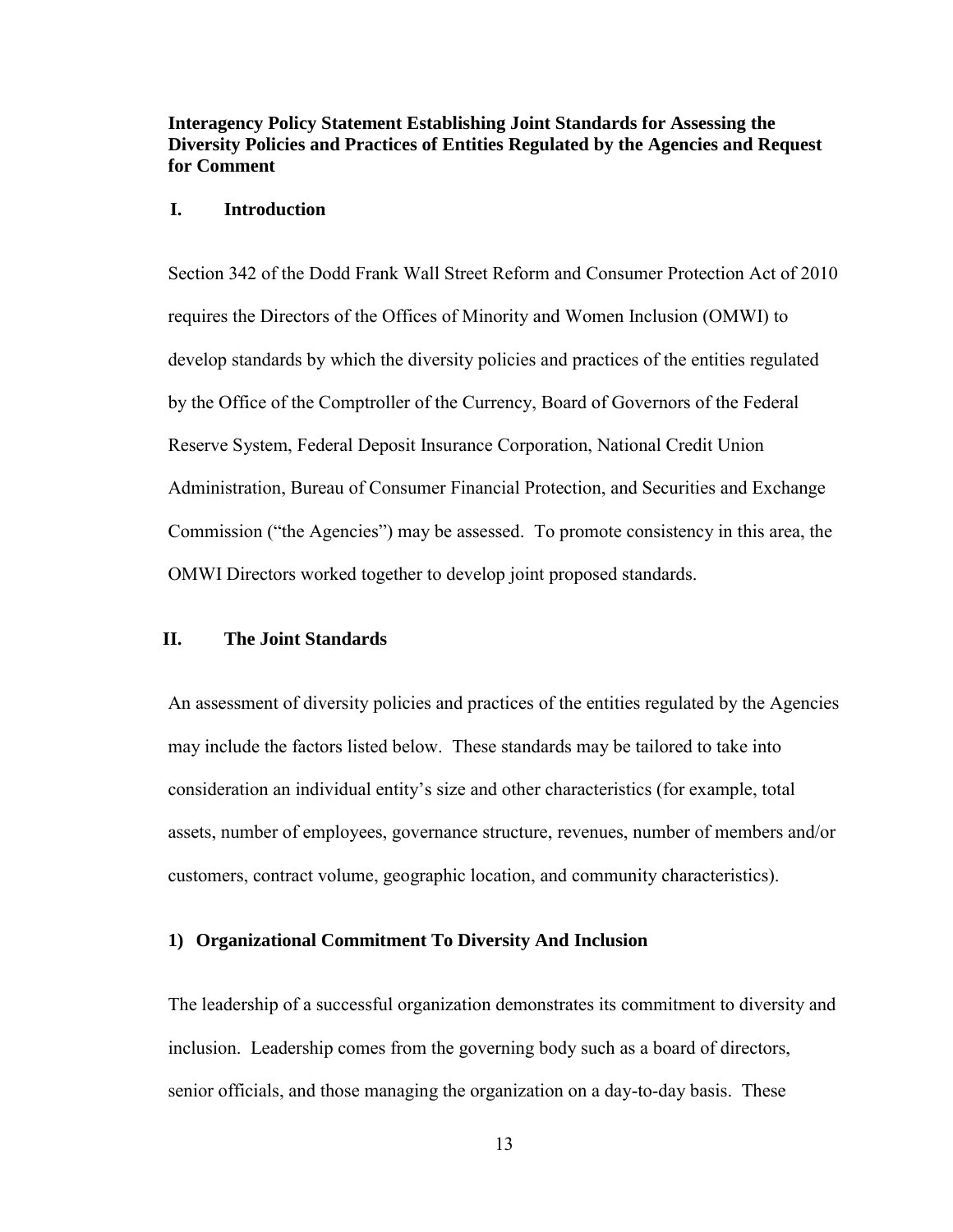**Interagency Policy Statement Establishing Joint Standards for Assessing the Diversity Policies and Practices of Entities Regulated by the Agencies and Request for Comment**

## I. Introduction

Section 342 of the Dodd Frank Wall Street Reform and Consumer Protection Act of 2010 requires the Directors of the Offices of Minority and Women Inclusion (OMWI) to develop standards by which the diversity policies and practices of the entities regulated by the Office of the Comptroller of the Currency, Board of Governors of the Federal Reserve System, Federal Deposit Insurance Corporation, National Credit Union Administration, Bureau of Consumer Financial Protection, and Securities and Exchange Commission ("the Agencies") may be assessed. To promote consistency in this area, the OMWI Directors worked together to develop joint proposed standards.

## II. The Joint Standards

An assessment of diversity policies and practices of the entities regulated by the Agencies may include the factors listed below. These standards may be tailored to take into consideration an individual entity's size and other characteristics (for example, total assets, number of employees, governance structure, revenues, number of members and/or customers, contract volume, geographic location, and community characteristics).

### 1) Organizational Commitment To Diversity And Inclusion

The leadership of a successful organization demonstrates its commitment to diversity and inclusion. Leadership comes from the governing body such as a board of directors, senior officials, and those managing the organization on a day-to-day basis. These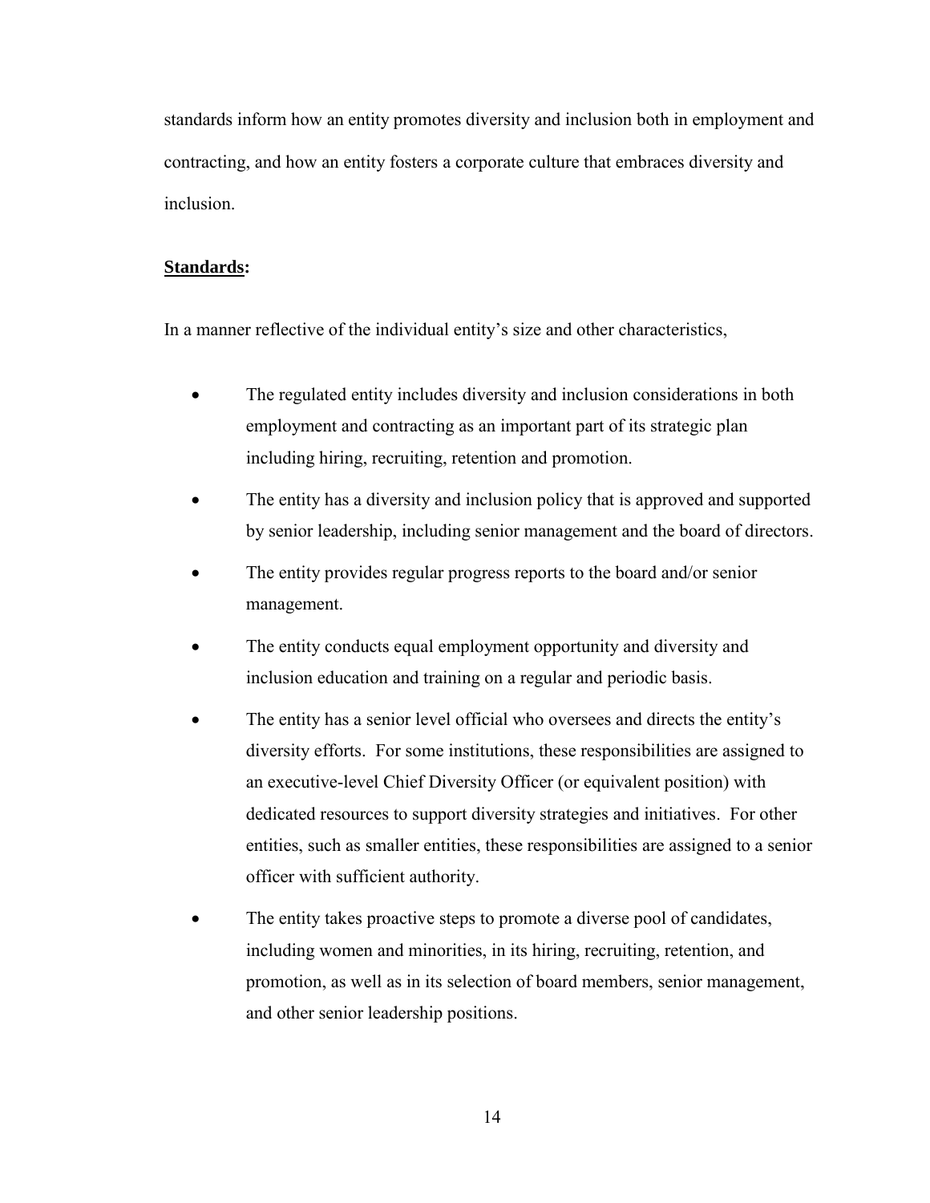standards inform how an entity promotes diversity and inclusion both in employment and contracting, and how an entity fosters a corporate culture that embraces diversity and inclusion.

**Standards:**

In a manner reflective of the individual entity's size and other characteristics,

- The regulated entity includes diversity and inclusion considerations in both employment and contracting as an important part of its strategic plan including hiring, recruiting, retention and promotion.
- The entity has a diversity and inclusion policy that is approved and supported by senior leadership, including senior management and the board of directors.
- The entity provides regular progress reports to the board and/or senior management.
- The entity conducts equal employment opportunity and diversity and inclusion education and training on a regular and periodic basis.
- The entity has a senior level official who oversees and directs the entity's diversity efforts. For some institutions, these responsibilities are assigned to an executive-level Chief Diversity Officer (or equivalent position) with dedicated resources to support diversity strategies and initiatives. For other entities, such as smaller entities, these responsibilities are assigned to a senior officer with sufficient authority.
- The entity takes proactive steps to promote a diverse pool of candidates, including women and minorities, in its hiring, recruiting, retention, and promotion, as well as in its selection of board members, senior management, and other senior leadership positions.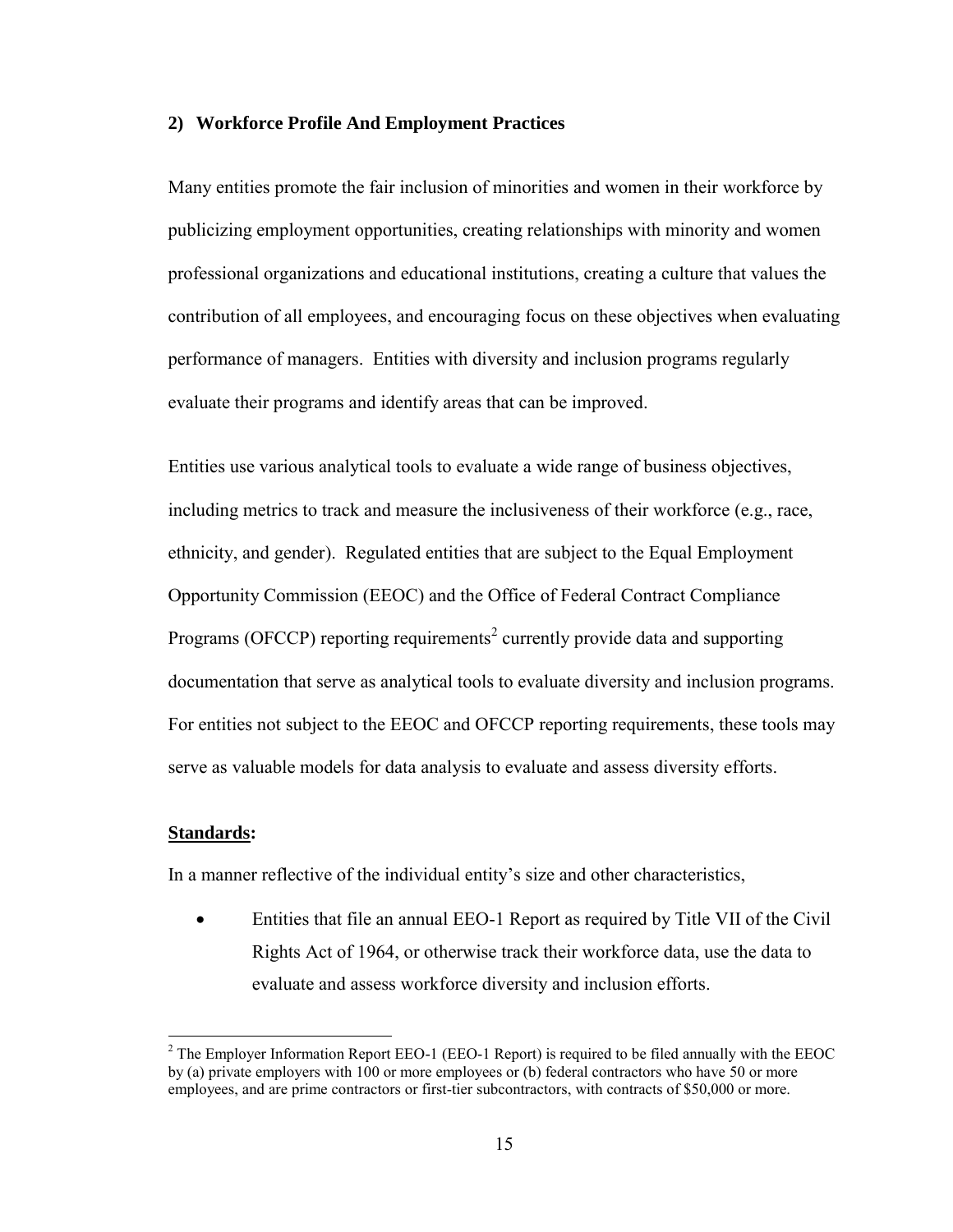### 2) Workforce Profile And Employment Practices

Many entities promote the fair inclusion of minorities and women in their workforce by publicizing employment opportunities, creating relationships with minority and women professional organizations and educational institutions, creating a culture that values the contribution of all employees, and encouraging focus on these objectives when evaluating performance of managers. Entities with diversity and inclusion programs regularly evaluate their programs and identify areas that can be improved.

Entities use various analytical tools to evaluate a wide range of business objectives, including metrics to track and measure the inclusiveness of their workforce (e.g., race, ethnicity, and gender). Regulated entities that are subject to the Equal Employment Opportunity Commission (EEOC) and the Office of Federal Contract Compliance Programs (OFCCP) reporting requirements[2] currently provide data and supporting documentation that serve as analytical tools to evaluate diversity and inclusion programs. For entities not subject to the EEOC and OFCCP reporting requirements, these tools may serve as valuable models for data analysis to evaluate and assess diversity efforts.

**Standards:**

In a manner reflective of the individual entity's size and other characteristics,

- Entities that file an annual EEO-1 Report as required by Title VII of the Civil Rights Act of 1964, or otherwise track their workforce data, use the data to evaluate and assess workforce diversity and inclusion efforts.

[2] The Employer Information Report EEO-1 (EEO-1 Report) is required to be filed annually with the EEOC by (a) private employers with 100 or more employees or (b) federal contractors who have 50 or more employees, and are prime contractors or first-tier subcontractors, with contracts of $50,000 or more.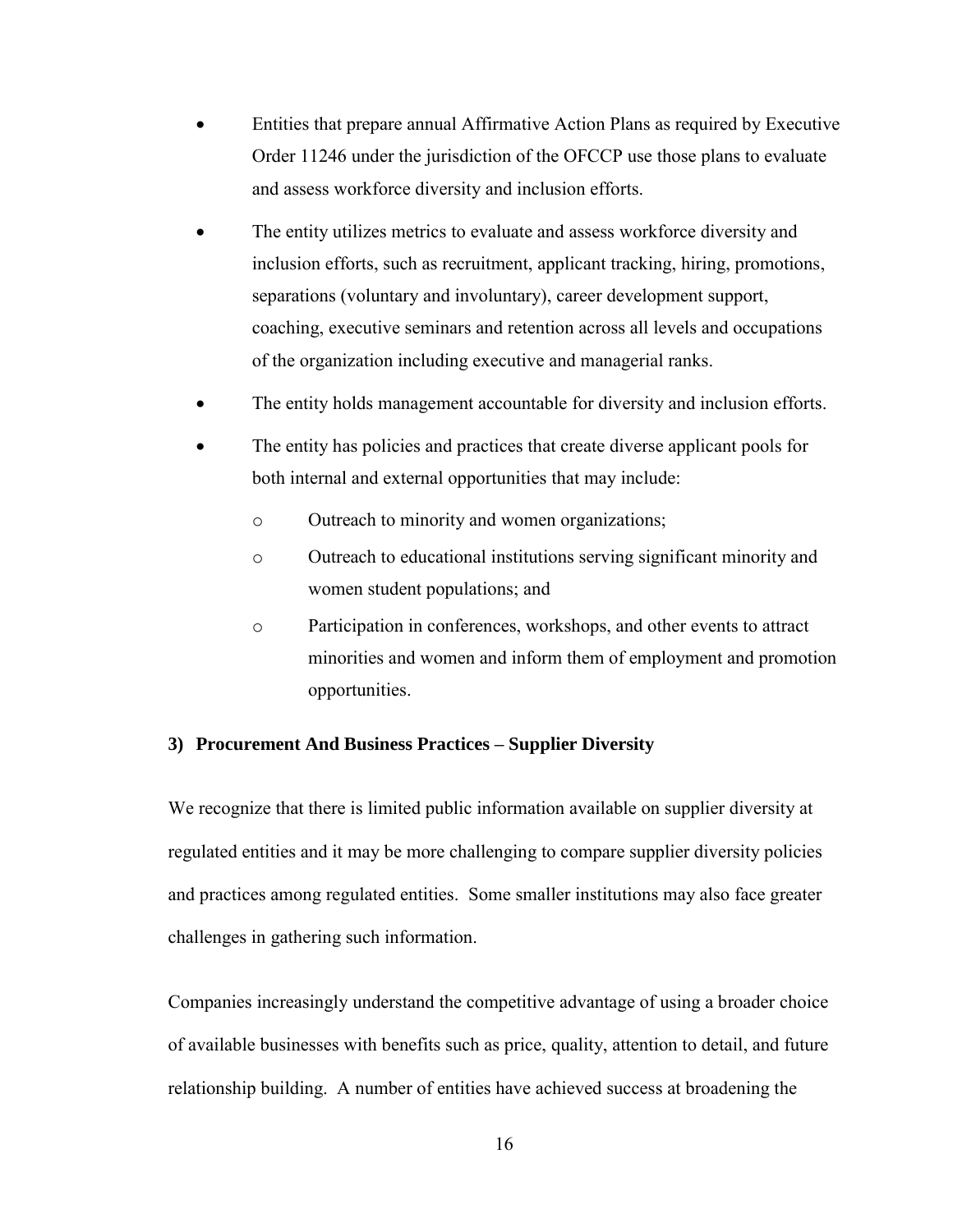- Entities that prepare annual Affirmative Action Plans as required by Executive Order 11246 under the jurisdiction of the OFCCP use those plans to evaluate and assess workforce diversity and inclusion efforts.
- The entity utilizes metrics to evaluate and assess workforce diversity and inclusion efforts, such as recruitment, applicant tracking, hiring, promotions, separations (voluntary and involuntary), career development support, coaching, executive seminars and retention across all levels and occupations of the organization including executive and managerial ranks.
- The entity holds management accountable for diversity and inclusion efforts.
- The entity has policies and practices that create diverse applicant pools for both internal and external opportunities that may include:
  - Outreach to minority and women organizations;
  - Outreach to educational institutions serving significant minority and women student populations; and
  - Participation in conferences, workshops, and other events to attract minorities and women and inform them of employment and promotion opportunities.

### 3) Procurement And Business Practices – Supplier Diversity

We recognize that there is limited public information available on supplier diversity at regulated entities and it may be more challenging to compare supplier diversity policies and practices among regulated entities. Some smaller institutions may also face greater challenges in gathering such information.

Companies increasingly understand the competitive advantage of using a broader choice of available businesses with benefits such as price, quality, attention to detail, and future relationship building. A number of entities have achieved success at broadening the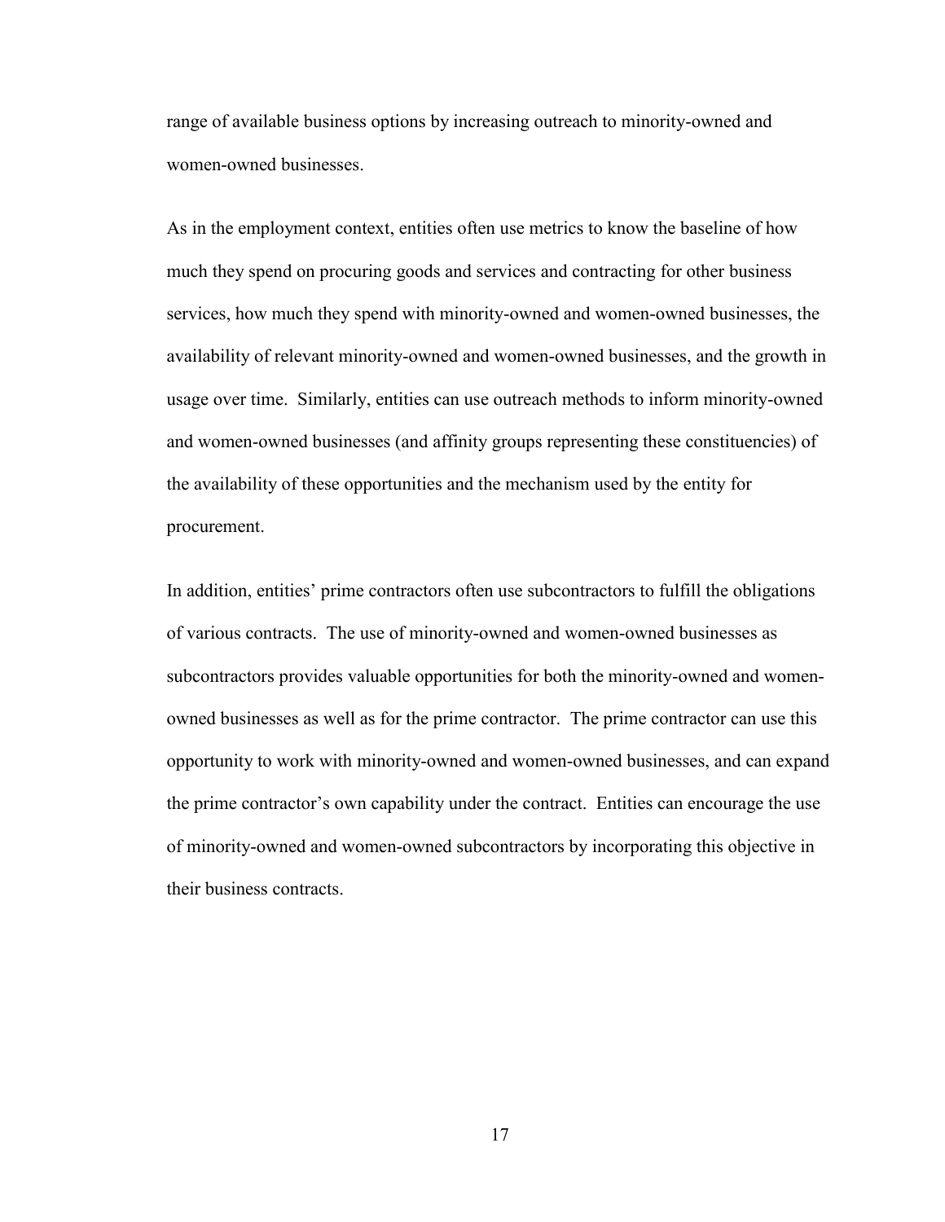range of available business options by increasing outreach to minority-owned and women-owned businesses.

As in the employment context, entities often use metrics to know the baseline of how much they spend on procuring goods and services and contracting for other business services, how much they spend with minority-owned and women-owned businesses, the availability of relevant minority-owned and women-owned businesses, and the growth in usage over time. Similarly, entities can use outreach methods to inform minority-owned and women-owned businesses (and affinity groups representing these constituencies) of the availability of these opportunities and the mechanism used by the entity for procurement.

In addition, entities' prime contractors often use subcontractors to fulfill the obligations of various contracts. The use of minority-owned and women-owned businesses as subcontractors provides valuable opportunities for both the minority-owned and women-owned businesses as well as for the prime contractor. The prime contractor can use this opportunity to work with minority-owned and women-owned businesses, and can expand the prime contractor's own capability under the contract. Entities can encourage the use of minority-owned and women-owned subcontractors by incorporating this objective in their business contracts.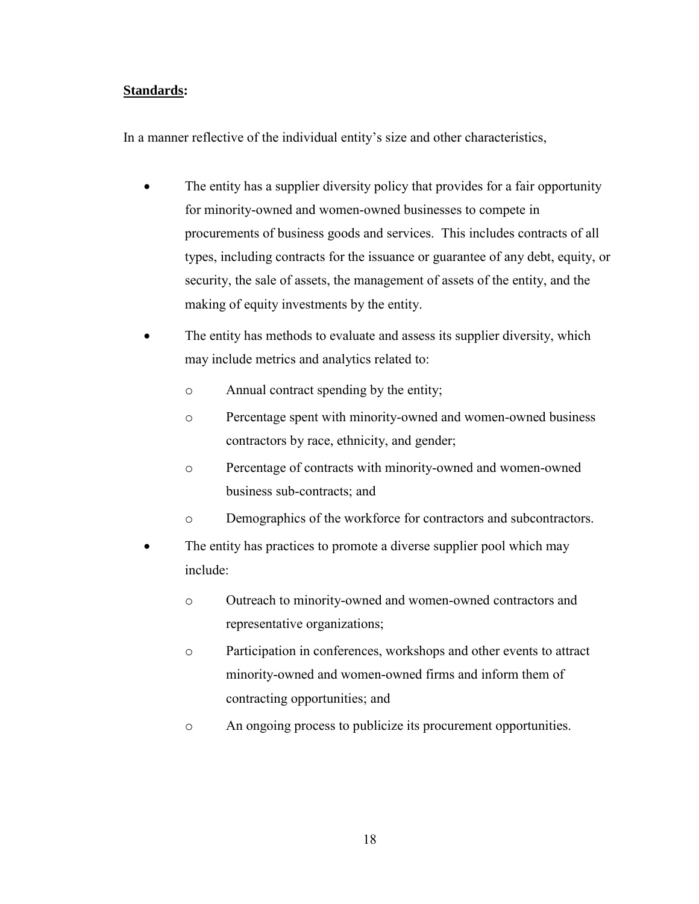**Standards:**

In a manner reflective of the individual entity's size and other characteristics,

- The entity has a supplier diversity policy that provides for a fair opportunity for minority-owned and women-owned businesses to compete in procurements of business goods and services. This includes contracts of all types, including contracts for the issuance or guarantee of any debt, equity, or security, the sale of assets, the management of assets of the entity, and the making of equity investments by the entity.
- The entity has methods to evaluate and assess its supplier diversity, which may include metrics and analytics related to:
  - Annual contract spending by the entity;
  - Percentage spent with minority-owned and women-owned business contractors by race, ethnicity, and gender;
  - Percentage of contracts with minority-owned and women-owned business sub-contracts; and
  - Demographics of the workforce for contractors and subcontractors.
- The entity has practices to promote a diverse supplier pool which may include:
  - Outreach to minority-owned and women-owned contractors and representative organizations;
  - Participation in conferences, workshops and other events to attract minority-owned and women-owned firms and inform them of contracting opportunities; and
  - An ongoing process to publicize its procurement opportunities.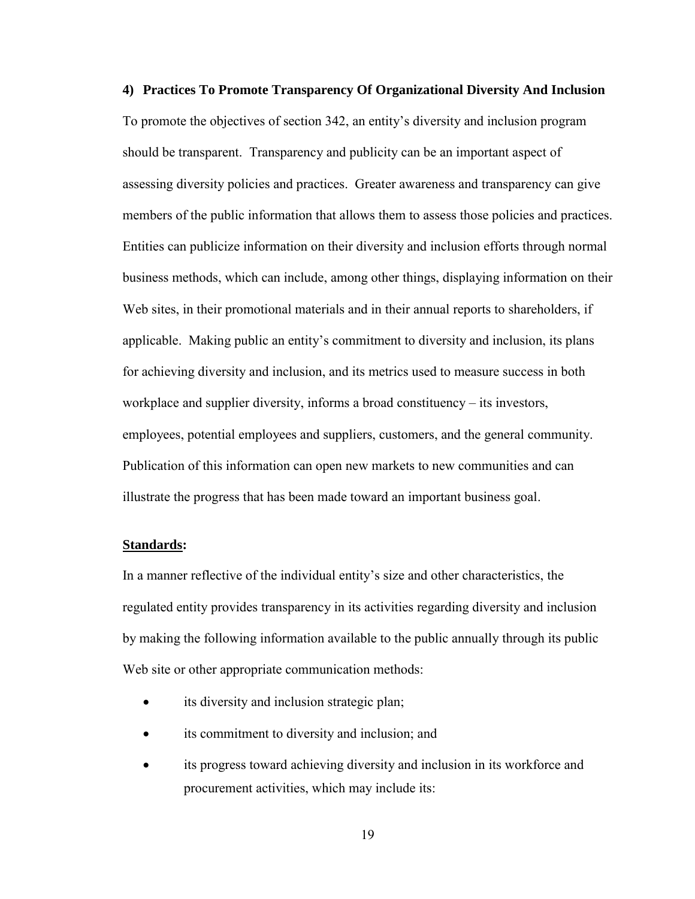### 4) Practices To Promote Transparency Of Organizational Diversity And Inclusion

To promote the objectives of section 342, an entity's diversity and inclusion program should be transparent. Transparency and publicity can be an important aspect of assessing diversity policies and practices. Greater awareness and transparency can give members of the public information that allows them to assess those policies and practices. Entities can publicize information on their diversity and inclusion efforts through normal business methods, which can include, among other things, displaying information on their Web sites, in their promotional materials and in their annual reports to shareholders, if applicable. Making public an entity's commitment to diversity and inclusion, its plans for achieving diversity and inclusion, and its metrics used to measure success in both workplace and supplier diversity, informs a broad constituency – its investors, employees, potential employees and suppliers, customers, and the general community. Publication of this information can open new markets to new communities and can illustrate the progress that has been made toward an important business goal.

**<u>Standards</u>:**

In a manner reflective of the individual entity's size and other characteristics, the regulated entity provides transparency in its activities regarding diversity and inclusion by making the following information available to the public annually through its public Web site or other appropriate communication methods:

- its diversity and inclusion strategic plan;
- its commitment to diversity and inclusion; and
- its progress toward achieving diversity and inclusion in its workforce and procurement activities, which may include its: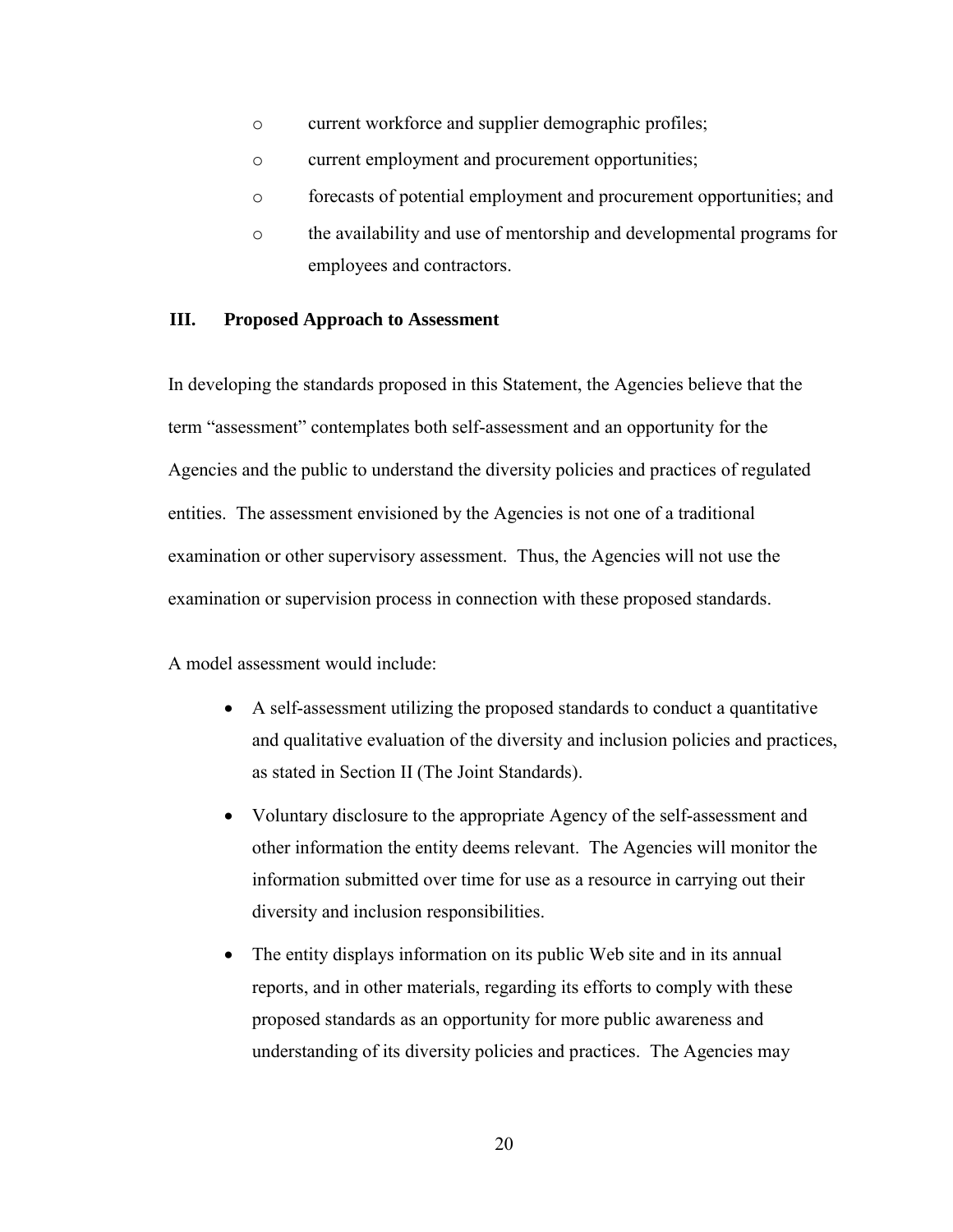- current workforce and supplier demographic profiles;
- current employment and procurement opportunities;
- forecasts of potential employment and procurement opportunities; and
- the availability and use of mentorship and developmental programs for employees and contractors.

## III. Proposed Approach to Assessment

In developing the standards proposed in this Statement, the Agencies believe that the term "assessment" contemplates both self-assessment and an opportunity for the Agencies and the public to understand the diversity policies and practices of regulated entities. The assessment envisioned by the Agencies is not one of a traditional examination or other supervisory assessment. Thus, the Agencies will not use the examination or supervision process in connection with these proposed standards.

A model assessment would include:

- A self-assessment utilizing the proposed standards to conduct a quantitative and qualitative evaluation of the diversity and inclusion policies and practices, as stated in Section II (The Joint Standards).
- Voluntary disclosure to the appropriate Agency of the self-assessment and other information the entity deems relevant. The Agencies will monitor the information submitted over time for use as a resource in carrying out their diversity and inclusion responsibilities.
- The entity displays information on its public Web site and in its annual reports, and in other materials, regarding its efforts to comply with these proposed standards as an opportunity for more public awareness and understanding of its diversity policies and practices. The Agencies may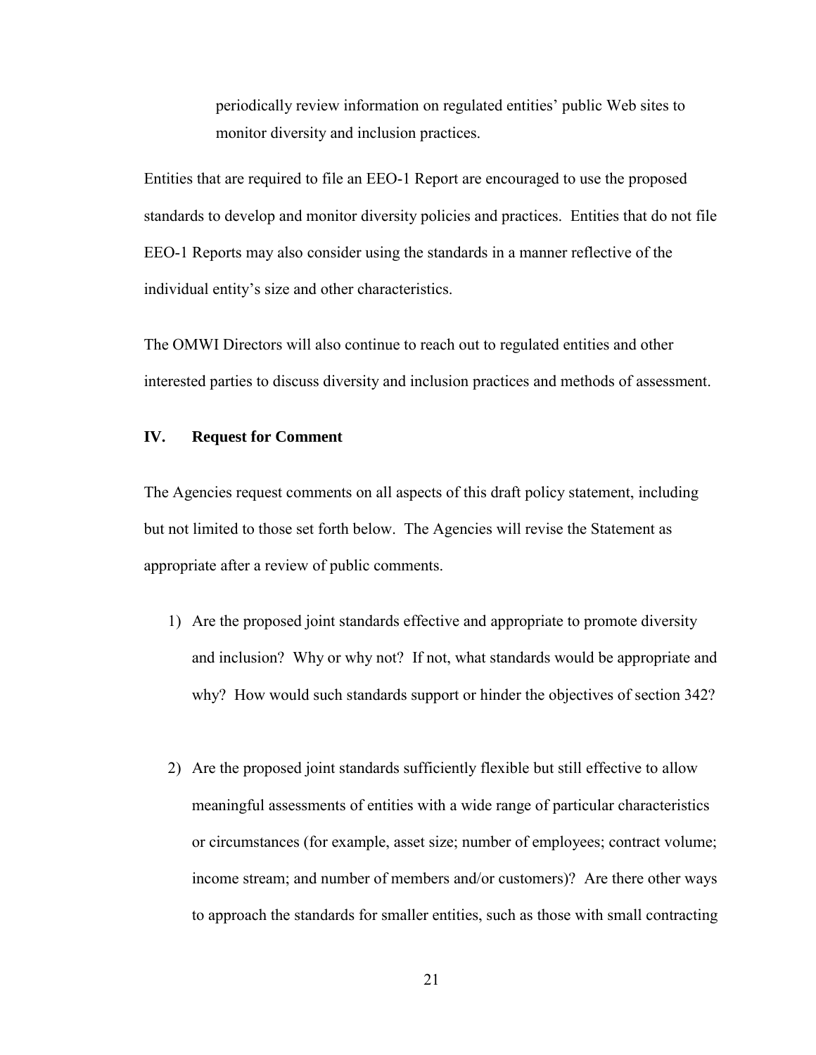periodically review information on regulated entities' public Web sites to monitor diversity and inclusion practices.

Entities that are required to file an EEO-1 Report are encouraged to use the proposed standards to develop and monitor diversity policies and practices. Entities that do not file EEO-1 Reports may also consider using the standards in a manner reflective of the individual entity's size and other characteristics.

The OMWI Directors will also continue to reach out to regulated entities and other interested parties to discuss diversity and inclusion practices and methods of assessment.

## IV. Request for Comment

The Agencies request comments on all aspects of this draft policy statement, including but not limited to those set forth below. The Agencies will revise the Statement as appropriate after a review of public comments.

1) Are the proposed joint standards effective and appropriate to promote diversity and inclusion? Why or why not? If not, what standards would be appropriate and why? How would such standards support or hinder the objectives of section 342?

2) Are the proposed joint standards sufficiently flexible but still effective to allow meaningful assessments of entities with a wide range of particular characteristics or circumstances (for example, asset size; number of employees; contract volume; income stream; and number of members and/or customers)? Are there other ways to approach the standards for smaller entities, such as those with small contracting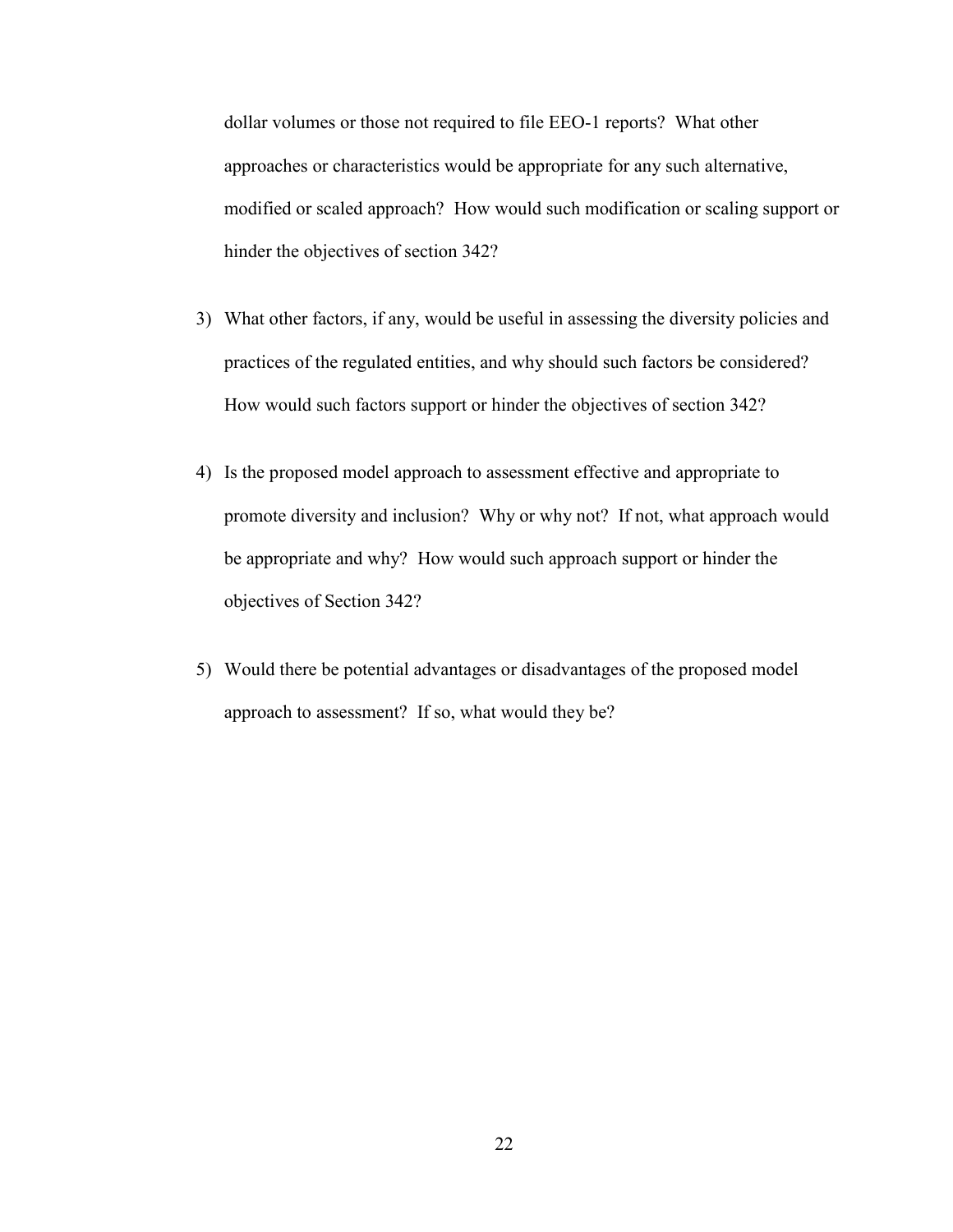dollar volumes or those not required to file EEO-1 reports? What other approaches or characteristics would be appropriate for any such alternative, modified or scaled approach? How would such modification or scaling support or hinder the objectives of section 342?

3) What other factors, if any, would be useful in assessing the diversity policies and practices of the regulated entities, and why should such factors be considered? How would such factors support or hinder the objectives of section 342?

4) Is the proposed model approach to assessment effective and appropriate to promote diversity and inclusion? Why or why not? If not, what approach would be appropriate and why? How would such approach support or hinder the objectives of Section 342?

5) Would there be potential advantages or disadvantages of the proposed model approach to assessment? If so, what would they be?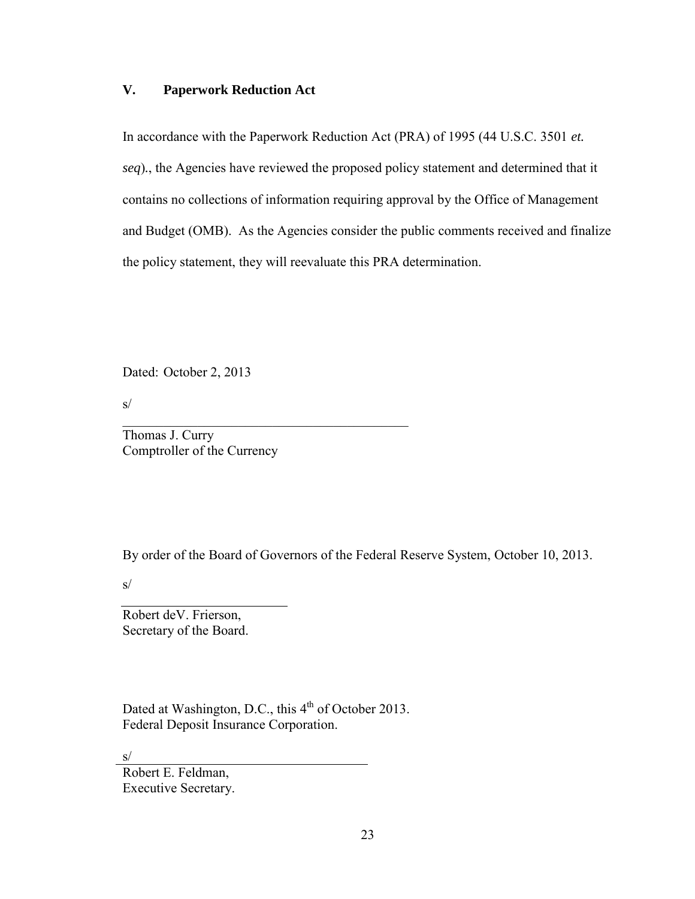## V. Paperwork Reduction Act

In accordance with the Paperwork Reduction Act (PRA) of 1995 (44 U.S.C. 3501 *et. seq*)., the Agencies have reviewed the proposed policy statement and determined that it contains no collections of information requiring approval by the Office of Management and Budget (OMB). As the Agencies consider the public comments received and finalize the policy statement, they will reevaluate this PRA determination.

Dated: October 2, 2013

s/

\_\_\_\_\_\_\_\_\_\_\_\_\_\_\_\_\_\_\_\_\_\_\_\_\_\_\_\_\_\_\_\_\_\_\_\_\_\_\_\_\_\_\_\_

Thomas J. Curry
Comptroller of the Currency

By order of the Board of Governors of the Federal Reserve System, October 10, 2013.

s/

\_\_\_\_\_\_\_\_\_\_\_\_\_\_\_\_\_\_\_\_\_\_\_\_\_\_\_

Robert deV. Frierson,
Secretary of the Board.

Dated at Washington, D.C., this 4th of October 2013.
Federal Deposit Insurance Corporation.

s/

\_\_\_\_\_\_\_\_\_\_\_\_\_\_\_\_\_\_\_\_\_\_\_\_\_\_\_\_\_\_\_\_\_\_\_\_\_\_\_\_

Robert E. Feldman,
Executive Secretary.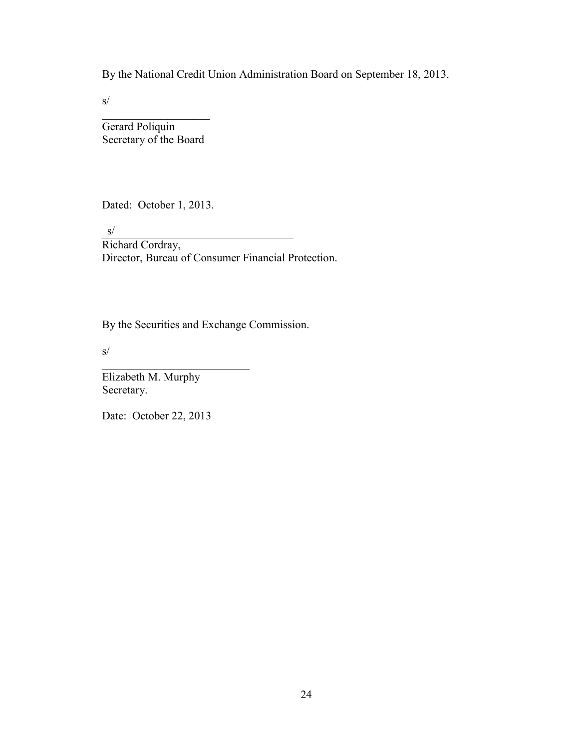By the National Credit Union Administration Board on September 18, 2013.

s/

Gerard Poliquin
Secretary of the Board

Dated: October 1, 2013.

s/

Richard Cordray,
Director, Bureau of Consumer Financial Protection.

By the Securities and Exchange Commission.

s/

Elizabeth M. Murphy
Secretary.

Date: October 22, 2013